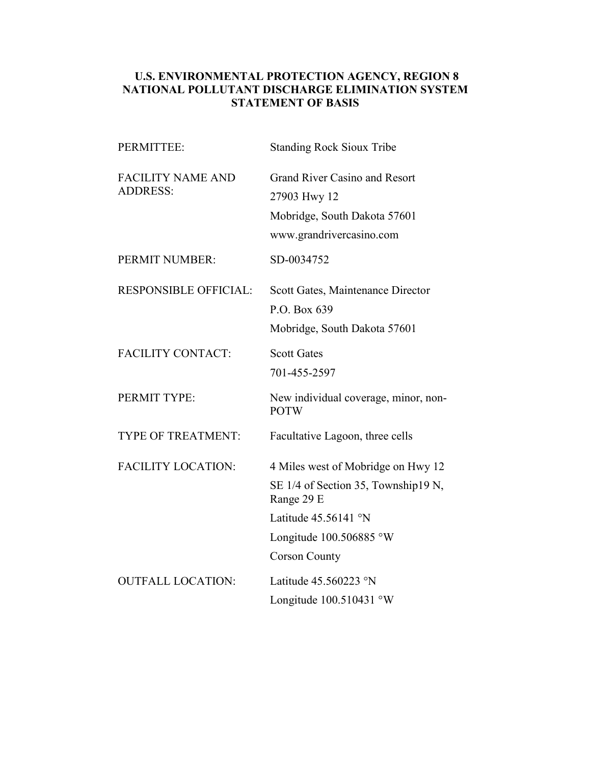# U.S. ENVIRONMENTAL PROTECTION AGENCY, REGION 8
# NATIONAL POLLUTANT DISCHARGE ELIMINATION SYSTEM
# STATEMENT OF BASIS

| | |
|---|---|
| PERMITTEE: | Standing Rock Sioux Tribe |
| FACILITY NAME AND ADDRESS: | Grand River Casino and Resort<br>27903 Hwy 12<br>Mobridge, South Dakota 57601<br>www.grandrivercasino.com |
| PERMIT NUMBER: | SD-0034752 |
| RESPONSIBLE OFFICIAL: | Scott Gates, Maintenance Director<br>P.O. Box 639<br>Mobridge, South Dakota 57601 |
| FACILITY CONTACT: | Scott Gates<br>701-455-2597 |
| PERMIT TYPE: | New individual coverage, minor, non-POTW |
| TYPE OF TREATMENT: | Facultative Lagoon, three cells |
| FACILITY LOCATION: | 4 Miles west of Mobridge on Hwy 12<br>SE 1/4 of Section 35, Township19 N, Range 29 E<br>Latitude 45.56141 °N<br>Longitude 100.506885 °W<br>Corson County |
| OUTFALL LOCATION: | Latitude 45.560223 °N<br>Longitude 100.510431 °W |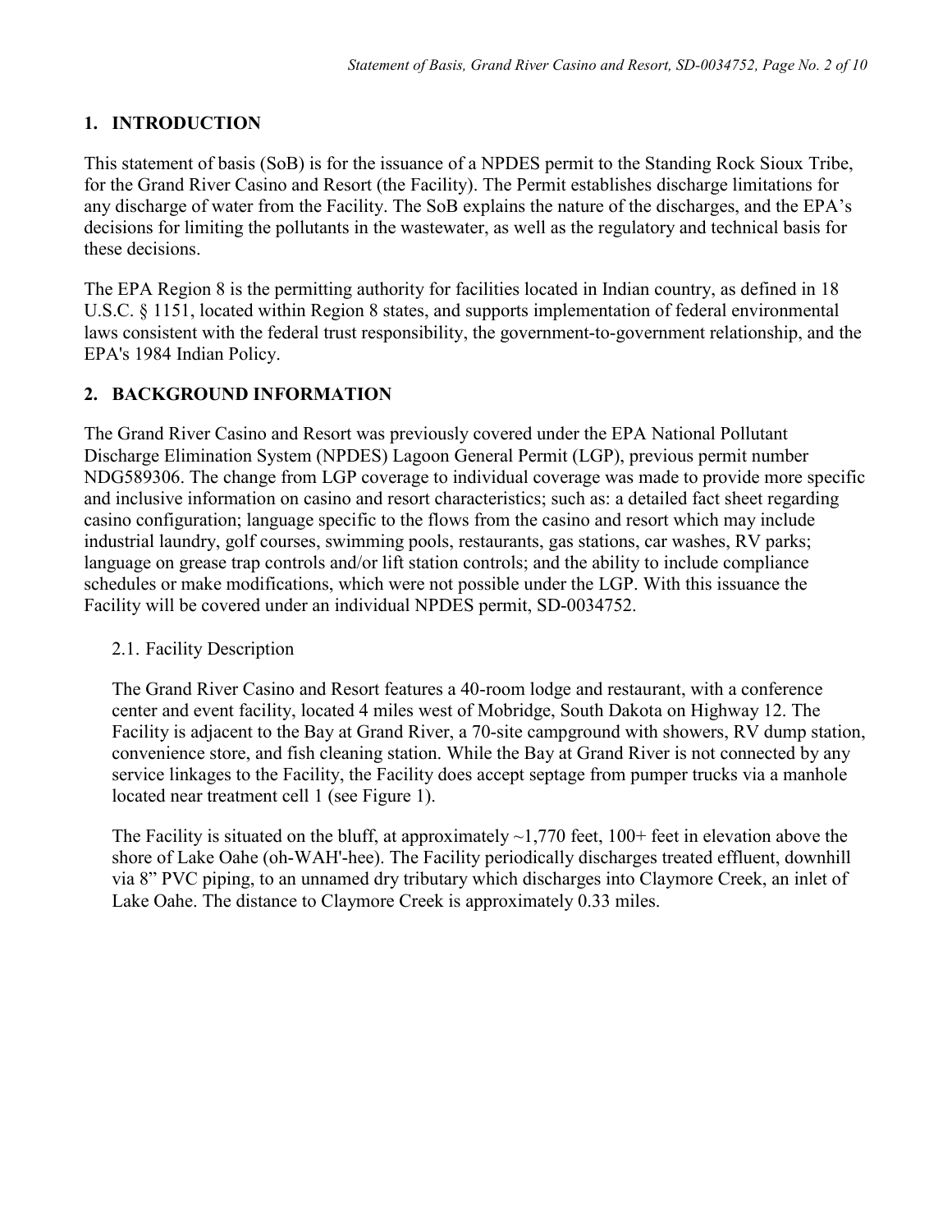## 1. INTRODUCTION

This statement of basis (SoB) is for the issuance of a NPDES permit to the Standing Rock Sioux Tribe, for the Grand River Casino and Resort (the Facility). The Permit establishes discharge limitations for any discharge of water from the Facility. The SoB explains the nature of the discharges, and the EPA's decisions for limiting the pollutants in the wastewater, as well as the regulatory and technical basis for these decisions.

The EPA Region 8 is the permitting authority for facilities located in Indian country, as defined in 18 U.S.C. § 1151, located within Region 8 states, and supports implementation of federal environmental laws consistent with the federal trust responsibility, the government-to-government relationship, and the EPA's 1984 Indian Policy.

## 2. BACKGROUND INFORMATION

The Grand River Casino and Resort was previously covered under the EPA National Pollutant Discharge Elimination System (NPDES) Lagoon General Permit (LGP), previous permit number NDG589306. The change from LGP coverage to individual coverage was made to provide more specific and inclusive information on casino and resort characteristics; such as: a detailed fact sheet regarding casino configuration; language specific to the flows from the casino and resort which may include industrial laundry, golf courses, swimming pools, restaurants, gas stations, car washes, RV parks; language on grease trap controls and/or lift station controls; and the ability to include compliance schedules or make modifications, which were not possible under the LGP. With this issuance the Facility will be covered under an individual NPDES permit, SD-0034752.

### 2.1. Facility Description

The Grand River Casino and Resort features a 40-room lodge and restaurant, with a conference center and event facility, located 4 miles west of Mobridge, South Dakota on Highway 12. The Facility is adjacent to the Bay at Grand River, a 70-site campground with showers, RV dump station, convenience store, and fish cleaning station. While the Bay at Grand River is not connected by any service linkages to the Facility, the Facility does accept septage from pumper trucks via a manhole located near treatment cell 1 (see Figure 1).

The Facility is situated on the bluff, at approximately ~1,770 feet, 100+ feet in elevation above the shore of Lake Oahe (oh-WAH'-hee). The Facility periodically discharges treated effluent, downhill via 8" PVC piping, to an unnamed dry tributary which discharges into Claymore Creek, an inlet of Lake Oahe. The distance to Claymore Creek is approximately 0.33 miles.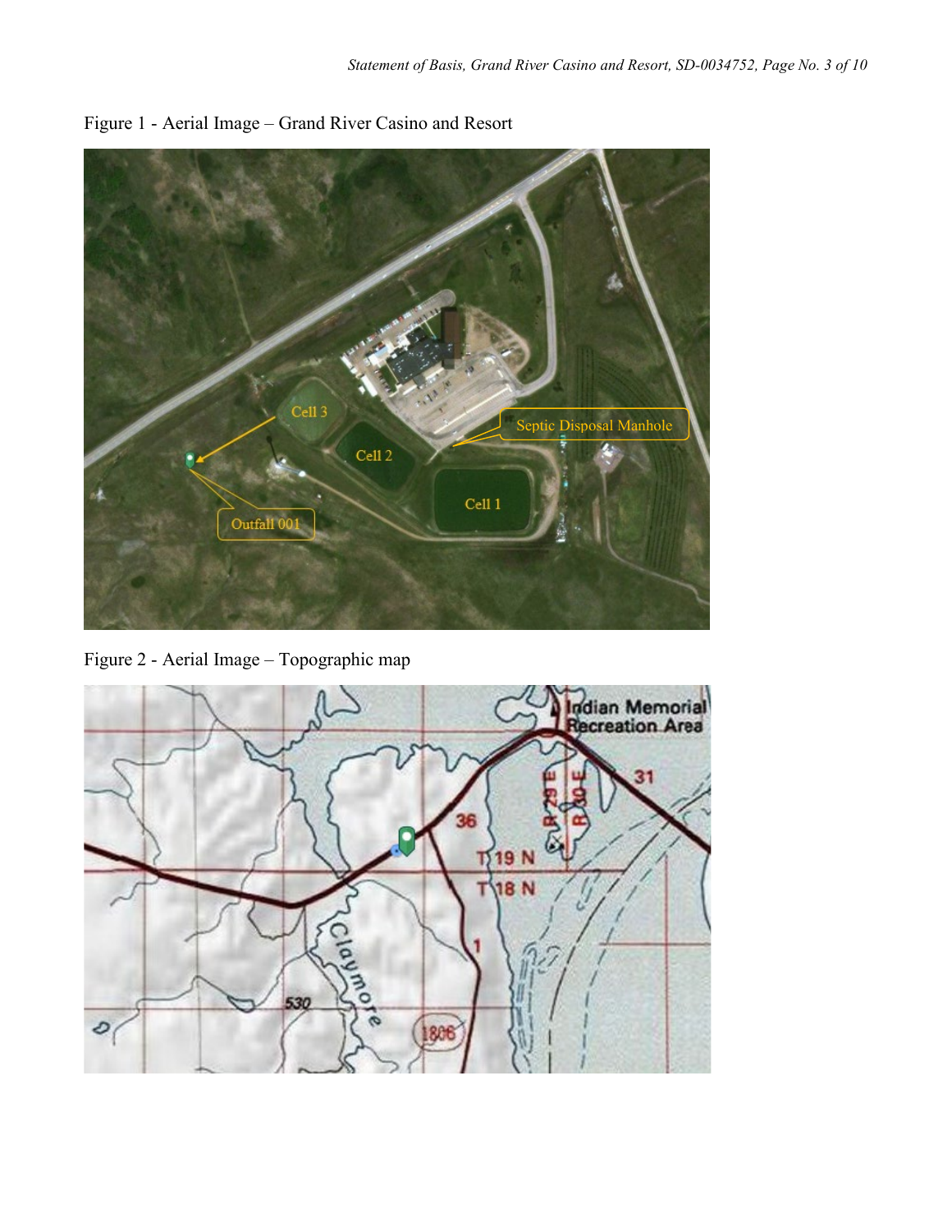Figure 1 - Aerial Image – Grand River Casino and Resort

Figure 2 - Aerial Image – Topographic map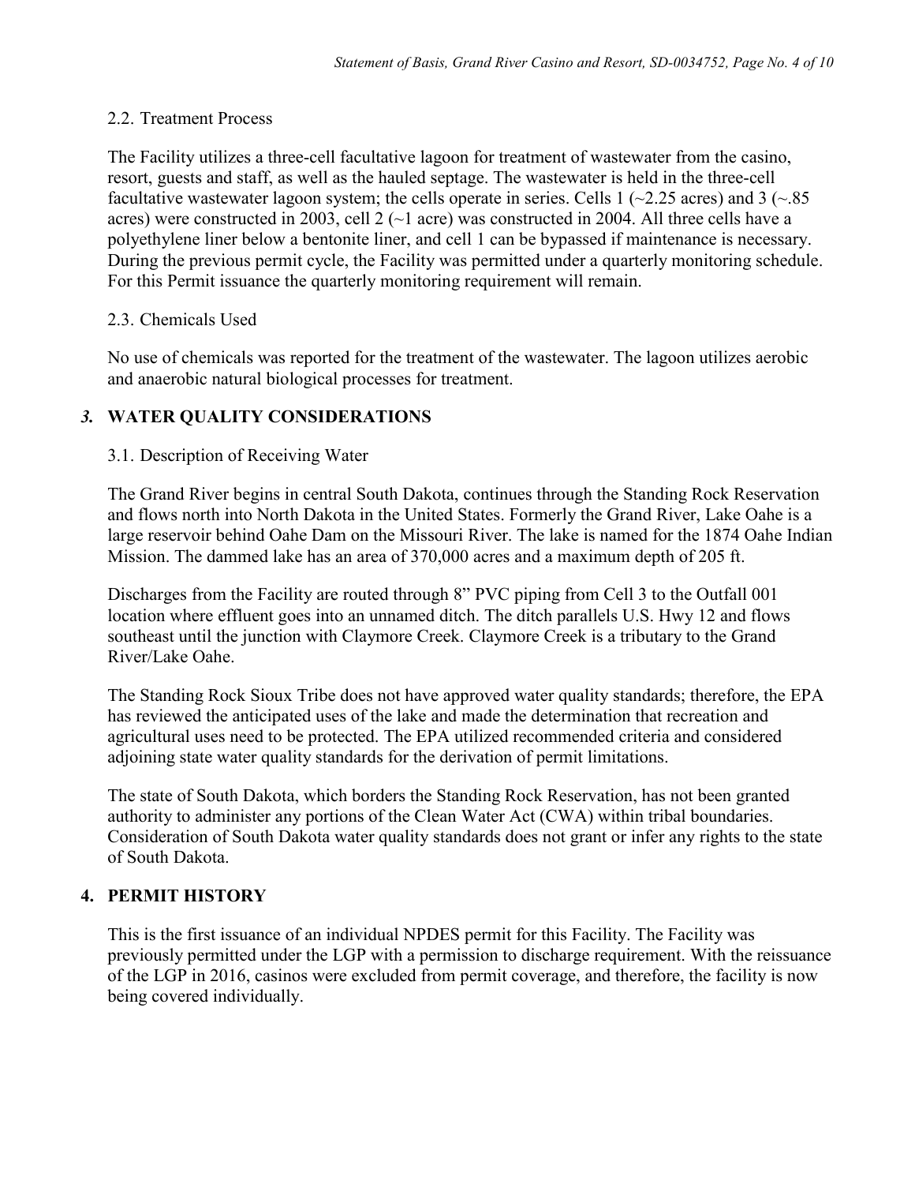### 2.2. Treatment Process

The Facility utilizes a three-cell facultative lagoon for treatment of wastewater from the casino, resort, guests and staff, as well as the hauled septage. The wastewater is held in the three-cell facultative wastewater lagoon system; the cells operate in series. Cells 1 (~2.25 acres) and 3 (~.85 acres) were constructed in 2003, cell 2 (~1 acre) was constructed in 2004. All three cells have a polyethylene liner below a bentonite liner, and cell 1 can be bypassed if maintenance is necessary. During the previous permit cycle, the Facility was permitted under a quarterly monitoring schedule. For this Permit issuance the quarterly monitoring requirement will remain.

### 2.3. Chemicals Used

No use of chemicals was reported for the treatment of the wastewater. The lagoon utilizes aerobic and anaerobic natural biological processes for treatment.

## *3.* WATER QUALITY CONSIDERATIONS

### 3.1. Description of Receiving Water

The Grand River begins in central South Dakota, continues through the Standing Rock Reservation and flows north into North Dakota in the United States. Formerly the Grand River, Lake Oahe is a large reservoir behind Oahe Dam on the Missouri River. The lake is named for the 1874 Oahe Indian Mission. The dammed lake has an area of 370,000 acres and a maximum depth of 205 ft.

Discharges from the Facility are routed through 8" PVC piping from Cell 3 to the Outfall 001 location where effluent goes into an unnamed ditch. The ditch parallels U.S. Hwy 12 and flows southeast until the junction with Claymore Creek. Claymore Creek is a tributary to the Grand River/Lake Oahe.

The Standing Rock Sioux Tribe does not have approved water quality standards; therefore, the EPA has reviewed the anticipated uses of the lake and made the determination that recreation and agricultural uses need to be protected. The EPA utilized recommended criteria and considered adjoining state water quality standards for the derivation of permit limitations.

The state of South Dakota, which borders the Standing Rock Reservation, has not been granted authority to administer any portions of the Clean Water Act (CWA) within tribal boundaries. Consideration of South Dakota water quality standards does not grant or infer any rights to the state of South Dakota.

## 4. PERMIT HISTORY

This is the first issuance of an individual NPDES permit for this Facility. The Facility was previously permitted under the LGP with a permission to discharge requirement. With the reissuance of the LGP in 2016, casinos were excluded from permit coverage, and therefore, the facility is now being covered individually.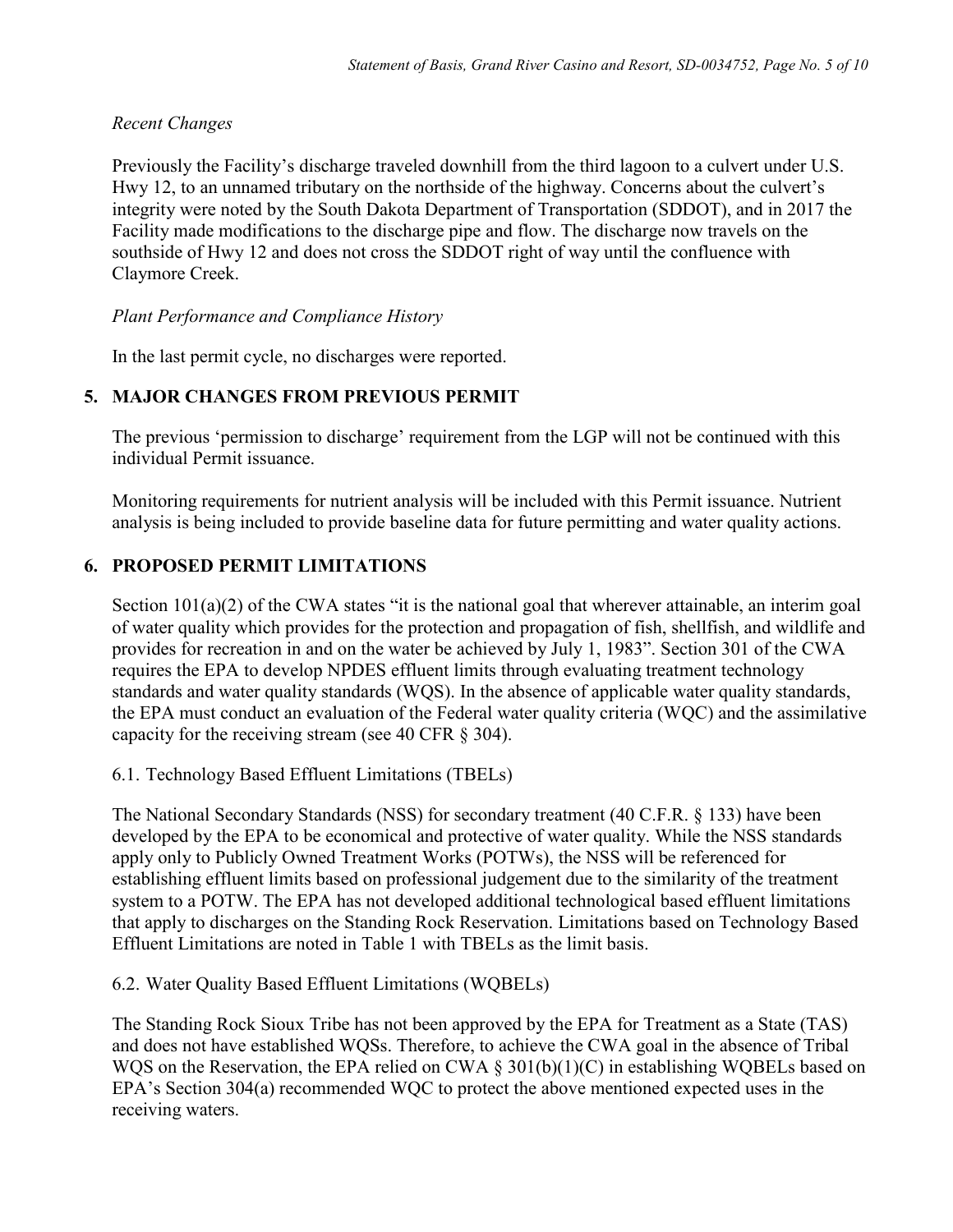*Recent Changes*

Previously the Facility's discharge traveled downhill from the third lagoon to a culvert under U.S. Hwy 12, to an unnamed tributary on the northside of the highway. Concerns about the culvert's integrity were noted by the South Dakota Department of Transportation (SDDOT), and in 2017 the Facility made modifications to the discharge pipe and flow. The discharge now travels on the southside of Hwy 12 and does not cross the SDDOT right of way until the confluence with Claymore Creek.

*Plant Performance and Compliance History*

In the last permit cycle, no discharges were reported.

## 5. MAJOR CHANGES FROM PREVIOUS PERMIT

The previous 'permission to discharge' requirement from the LGP will not be continued with this individual Permit issuance.

Monitoring requirements for nutrient analysis will be included with this Permit issuance. Nutrient analysis is being included to provide baseline data for future permitting and water quality actions.

## 6. PROPOSED PERMIT LIMITATIONS

Section 101(a)(2) of the CWA states "it is the national goal that wherever attainable, an interim goal of water quality which provides for the protection and propagation of fish, shellfish, and wildlife and provides for recreation in and on the water be achieved by July 1, 1983". Section 301 of the CWA requires the EPA to develop NPDES effluent limits through evaluating treatment technology standards and water quality standards (WQS). In the absence of applicable water quality standards, the EPA must conduct an evaluation of the Federal water quality criteria (WQC) and the assimilative capacity for the receiving stream (see 40 CFR § 304).

### 6.1. Technology Based Effluent Limitations (TBELs)

The National Secondary Standards (NSS) for secondary treatment (40 C.F.R. § 133) have been developed by the EPA to be economical and protective of water quality. While the NSS standards apply only to Publicly Owned Treatment Works (POTWs), the NSS will be referenced for establishing effluent limits based on professional judgement due to the similarity of the treatment system to a POTW. The EPA has not developed additional technological based effluent limitations that apply to discharges on the Standing Rock Reservation. Limitations based on Technology Based Effluent Limitations are noted in Table 1 with TBELs as the limit basis.

### 6.2. Water Quality Based Effluent Limitations (WQBELs)

The Standing Rock Sioux Tribe has not been approved by the EPA for Treatment as a State (TAS) and does not have established WQSs. Therefore, to achieve the CWA goal in the absence of Tribal WQS on the Reservation, the EPA relied on CWA § 301(b)(1)(C) in establishing WQBELs based on EPA's Section 304(a) recommended WQC to protect the above mentioned expected uses in the receiving waters.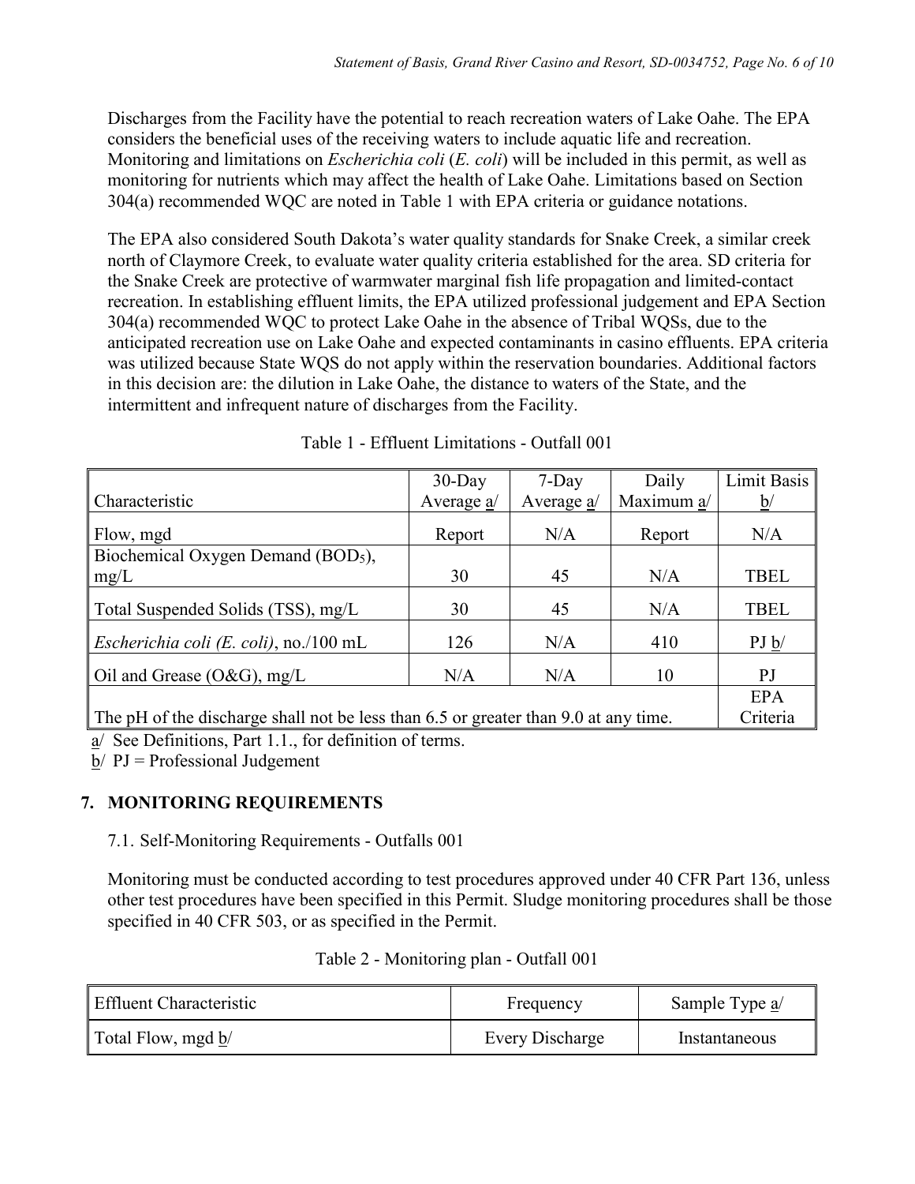Discharges from the Facility have the potential to reach recreation waters of Lake Oahe. The EPA considers the beneficial uses of the receiving waters to include aquatic life and recreation. Monitoring and limitations on *Escherichia coli* (*E. coli*) will be included in this permit, as well as monitoring for nutrients which may affect the health of Lake Oahe. Limitations based on Section 304(a) recommended WQC are noted in Table 1 with EPA criteria or guidance notations.

The EPA also considered South Dakota's water quality standards for Snake Creek, a similar creek north of Claymore Creek, to evaluate water quality criteria established for the area. SD criteria for the Snake Creek are protective of warmwater marginal fish life propagation and limited-contact recreation. In establishing effluent limits, the EPA utilized professional judgement and EPA Section 304(a) recommended WQC to protect Lake Oahe in the absence of Tribal WQSs, due to the anticipated recreation use on Lake Oahe and expected contaminants in casino effluents. EPA criteria was utilized because State WQS do not apply within the reservation boundaries. Additional factors in this decision are: the dilution in Lake Oahe, the distance to waters of the State, and the intermittent and infrequent nature of discharges from the Facility.

Table 1 - Effluent Limitations - Outfall 001

| Characteristic | 30-Day Average a/ | 7-Day Average a/ | Daily Maximum a/ | Limit Basis b/ |
|---|---|---|---|---|
| Flow, mgd | Report | N/A | Report | N/A |
| Biochemical Oxygen Demand ($BOD_5$), mg/L | 30 | 45 | N/A | TBEL |
| Total Suspended Solids (TSS), mg/L | 30 | 45 | N/A | TBEL |
| *Escherichia coli (E. coli)*, no./100 mL | 126 | N/A | 410 | PJ b/ |
| Oil and Grease (O&G), mg/L | N/A | N/A | 10 | PJ |
| The pH of the discharge shall not be less than 6.5 or greater than 9.0 at any time. | | | | EPA Criteria |

a/ See Definitions, Part 1.1., for definition of terms.

b/ PJ = Professional Judgement

## 7. MONITORING REQUIREMENTS

### 7.1. Self-Monitoring Requirements - Outfalls 001

Monitoring must be conducted according to test procedures approved under 40 CFR Part 136, unless other test procedures have been specified in this Permit. Sludge monitoring procedures shall be those specified in 40 CFR 503, or as specified in the Permit.

Table 2 - Monitoring plan - Outfall 001

| Effluent Characteristic | Frequency | Sample Type a/ |
|---|---|---|
| Total Flow, mgd b/ | Every Discharge | Instantaneous |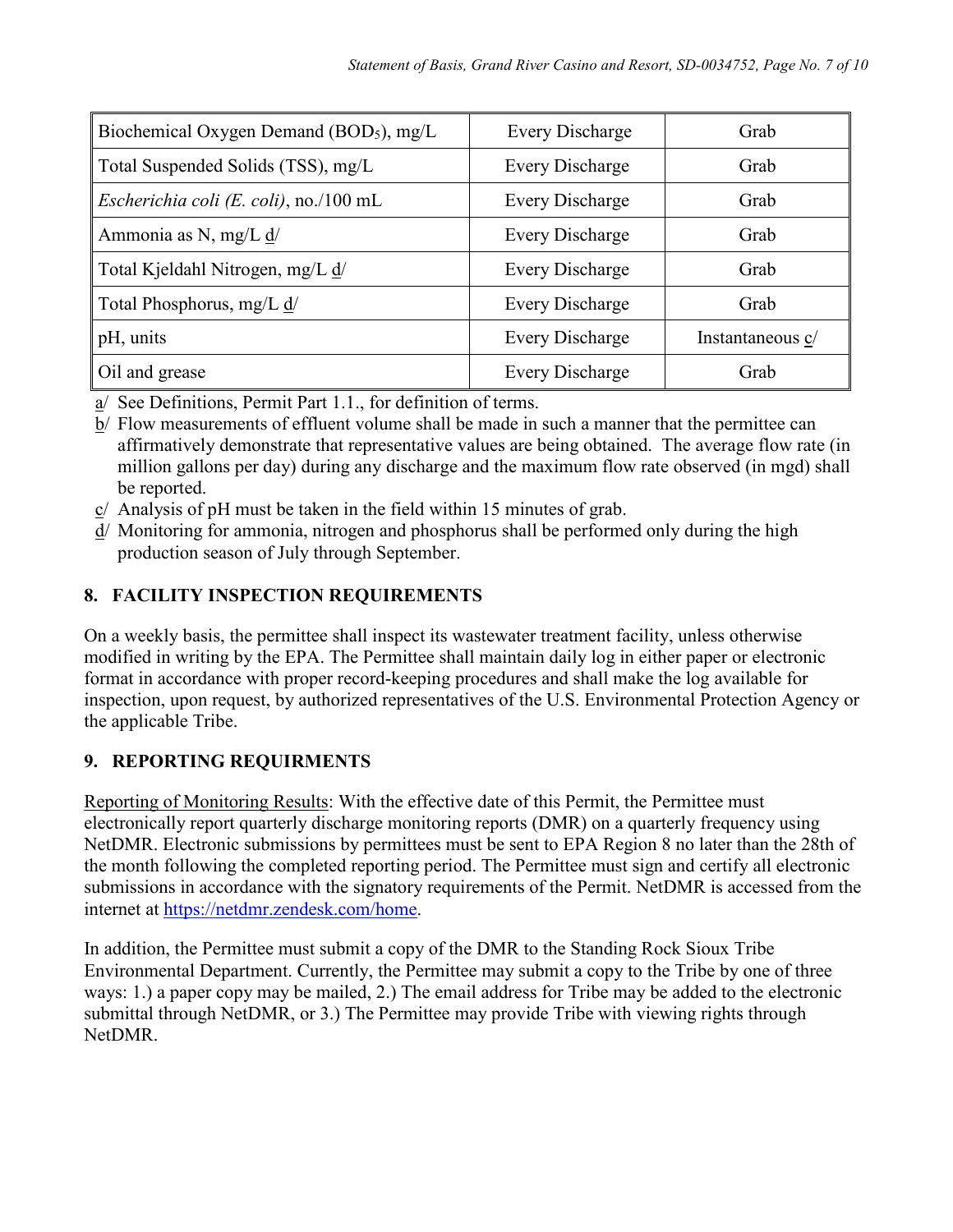| Biochemical Oxygen Demand ($BOD_5$), mg/L | Every Discharge | Grab |
|---|---|---|
| Total Suspended Solids (TSS), mg/L | Every Discharge | Grab |
| *Escherichia coli (E. coli)*, no./100 mL | Every Discharge | Grab |
| Ammonia as N, mg/L d/ | Every Discharge | Grab |
| Total Kjeldahl Nitrogen, mg/L d/ | Every Discharge | Grab |
| Total Phosphorus, mg/L d/ | Every Discharge | Grab |
| pH, units | Every Discharge | Instantaneous c/ |
| Oil and grease | Every Discharge | Grab |

a/ See Definitions, Permit Part 1.1., for definition of terms.

b/ Flow measurements of effluent volume shall be made in such a manner that the permittee can affirmatively demonstrate that representative values are being obtained. The average flow rate (in million gallons per day) during any discharge and the maximum flow rate observed (in mgd) shall be reported.

c/ Analysis of pH must be taken in the field within 15 minutes of grab.

d/ Monitoring for ammonia, nitrogen and phosphorus shall be performed only during the high production season of July through September.

## 8. FACILITY INSPECTION REQUIREMENTS

On a weekly basis, the permittee shall inspect its wastewater treatment facility, unless otherwise modified in writing by the EPA. The Permittee shall maintain daily log in either paper or electronic format in accordance with proper record-keeping procedures and shall make the log available for inspection, upon request, by authorized representatives of the U.S. Environmental Protection Agency or the applicable Tribe.

## 9. REPORTING REQUIRMENTS

Reporting of Monitoring Results: With the effective date of this Permit, the Permittee must electronically report quarterly discharge monitoring reports (DMR) on a quarterly frequency using NetDMR. Electronic submissions by permittees must be sent to EPA Region 8 no later than the 28th of the month following the completed reporting period. The Permittee must sign and certify all electronic submissions in accordance with the signatory requirements of the Permit. NetDMR is accessed from the internet at https://netdmr.zendesk.com/home.

In addition, the Permittee must submit a copy of the DMR to the Standing Rock Sioux Tribe Environmental Department. Currently, the Permittee may submit a copy to the Tribe by one of three ways: 1.) a paper copy may be mailed, 2.) The email address for Tribe may be added to the electronic submittal through NetDMR, or 3.) The Permittee may provide Tribe with viewing rights through NetDMR.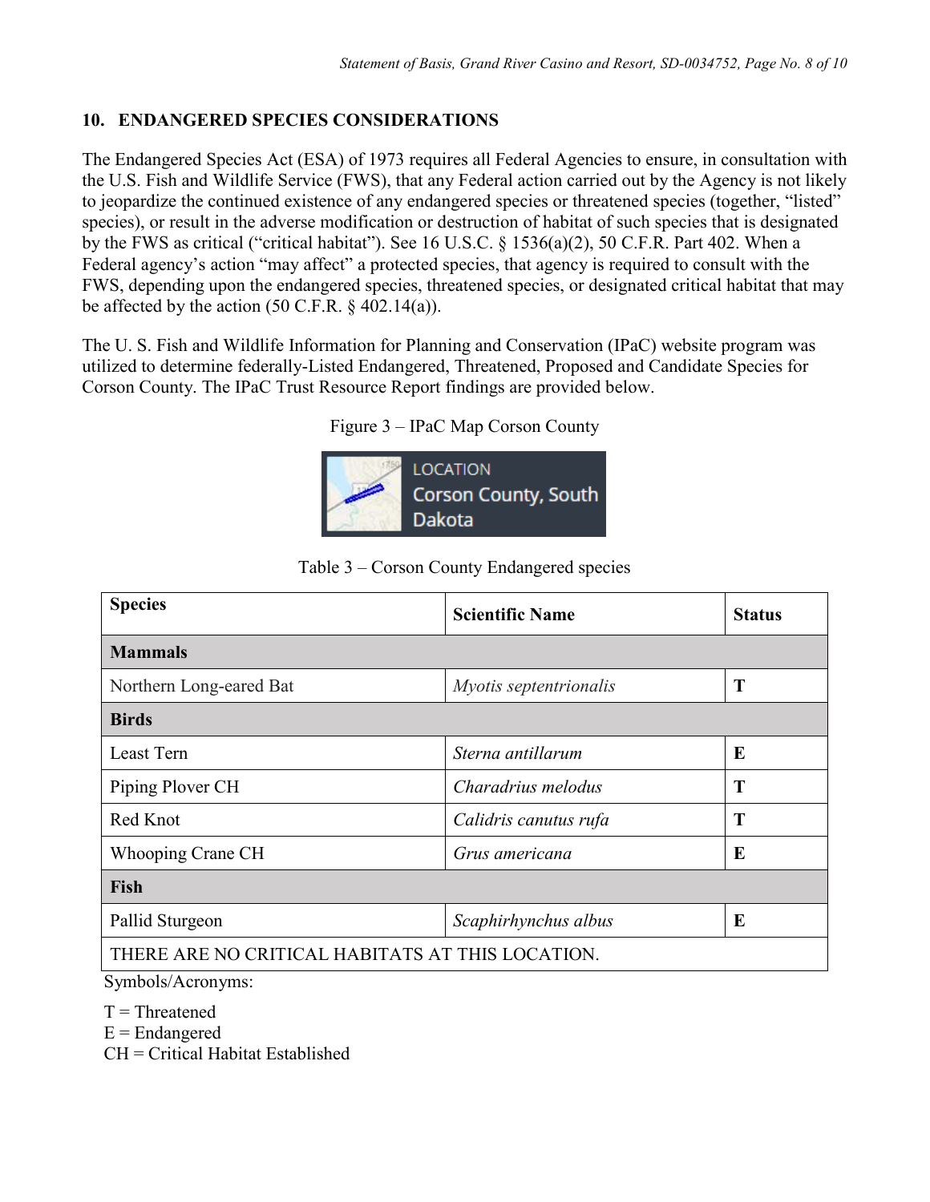## 10. ENDANGERED SPECIES CONSIDERATIONS

The Endangered Species Act (ESA) of 1973 requires all Federal Agencies to ensure, in consultation with the U.S. Fish and Wildlife Service (FWS), that any Federal action carried out by the Agency is not likely to jeopardize the continued existence of any endangered species or threatened species (together, "listed" species), or result in the adverse modification or destruction of habitat of such species that is designated by the FWS as critical ("critical habitat"). See 16 U.S.C. § 1536(a)(2), 50 C.F.R. Part 402. When a Federal agency's action "may affect" a protected species, that agency is required to consult with the FWS, depending upon the endangered species, threatened species, or designated critical habitat that may be affected by the action (50 C.F.R. § 402.14(a)).

The U. S. Fish and Wildlife Information for Planning and Conservation (IPaC) website program was utilized to determine federally-Listed Endangered, Threatened, Proposed and Candidate Species for Corson County. The IPaC Trust Resource Report findings are provided below.

Figure 3 – IPaC Map Corson County

LOCATION
Corson County, South Dakota

Table 3 – Corson County Endangered species

| Species | Scientific Name | Status |
|---|---|---|
| **Mammals** | | |
| Northern Long-eared Bat | *Myotis septentrionalis* | **T** |
| **Birds** | | |
| Least Tern | *Sterna antillarum* | **E** |
| Piping Plover CH | *Charadrius melodus* | **T** |
| Red Knot | *Calidris canutus rufa* | **T** |
| Whooping Crane CH | *Grus americana* | **E** |
| **Fish** | | |
| Pallid Sturgeon | *Scaphirhynchus albus* | **E** |
| THERE ARE NO CRITICAL HABITATS AT THIS LOCATION. | | |

Symbols/Acronyms:

T = Threatened
E = Endangered
CH = Critical Habitat Established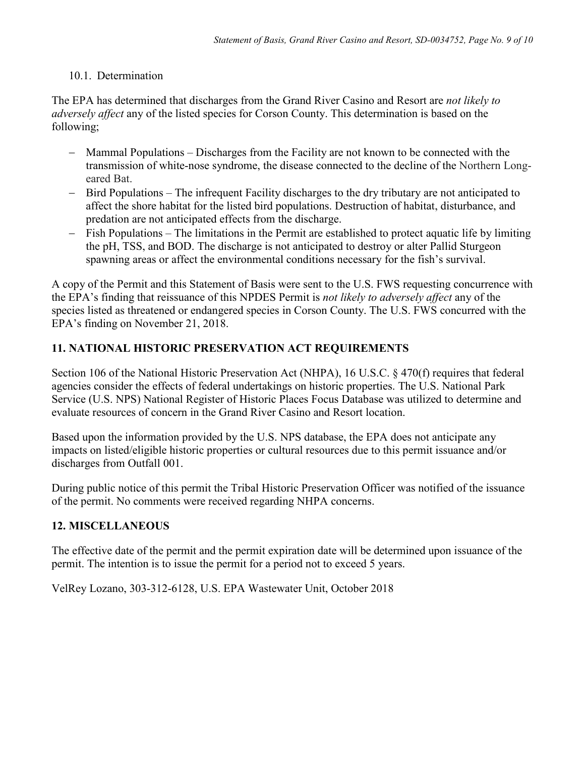### 10.1. Determination

The EPA has determined that discharges from the Grand River Casino and Resort are *not likely to adversely affect* any of the listed species for Corson County. This determination is based on the following;

- Mammal Populations – Discharges from the Facility are not known to be connected with the transmission of white-nose syndrome, the disease connected to the decline of the Northern Long-eared Bat.
- Bird Populations – The infrequent Facility discharges to the dry tributary are not anticipated to affect the shore habitat for the listed bird populations. Destruction of habitat, disturbance, and predation are not anticipated effects from the discharge.
- Fish Populations – The limitations in the Permit are established to protect aquatic life by limiting the pH, TSS, and BOD. The discharge is not anticipated to destroy or alter Pallid Sturgeon spawning areas or affect the environmental conditions necessary for the fish's survival.

A copy of the Permit and this Statement of Basis were sent to the U.S. FWS requesting concurrence with the EPA's finding that reissuance of this NPDES Permit is *not likely to adversely affect* any of the species listed as threatened or endangered species in Corson County. The U.S. FWS concurred with the EPA's finding on November 21, 2018.

## 11. NATIONAL HISTORIC PRESERVATION ACT REQUIREMENTS

Section 106 of the National Historic Preservation Act (NHPA), 16 U.S.C. § 470(f) requires that federal agencies consider the effects of federal undertakings on historic properties. The U.S. National Park Service (U.S. NPS) National Register of Historic Places Focus Database was utilized to determine and evaluate resources of concern in the Grand River Casino and Resort location.

Based upon the information provided by the U.S. NPS database, the EPA does not anticipate any impacts on listed/eligible historic properties or cultural resources due to this permit issuance and/or discharges from Outfall 001.

During public notice of this permit the Tribal Historic Preservation Officer was notified of the issuance of the permit. No comments were received regarding NHPA concerns.

## 12. MISCELLANEOUS

The effective date of the permit and the permit expiration date will be determined upon issuance of the permit. The intention is to issue the permit for a period not to exceed 5 years.

VelRey Lozano, 303-312-6128, U.S. EPA Wastewater Unit, October 2018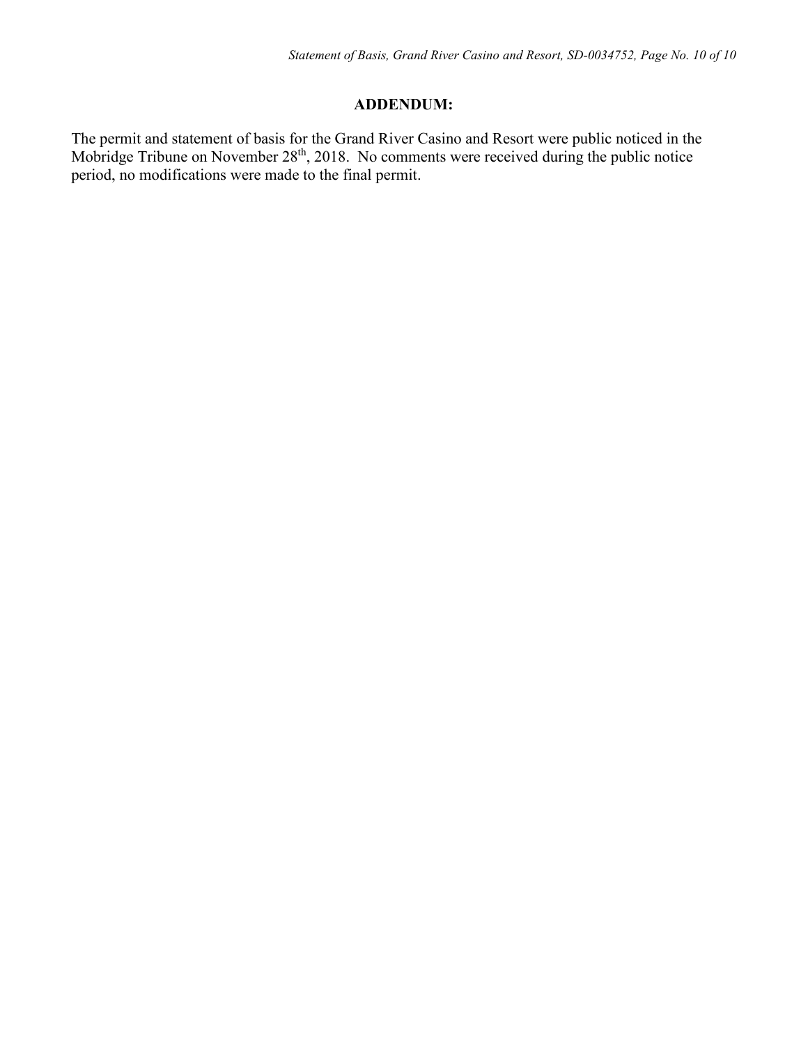## ADDENDUM:

The permit and statement of basis for the Grand River Casino and Resort were public noticed in the Mobridge Tribune on November 28th, 2018. No comments were received during the public notice period, no modifications were made to the final permit.